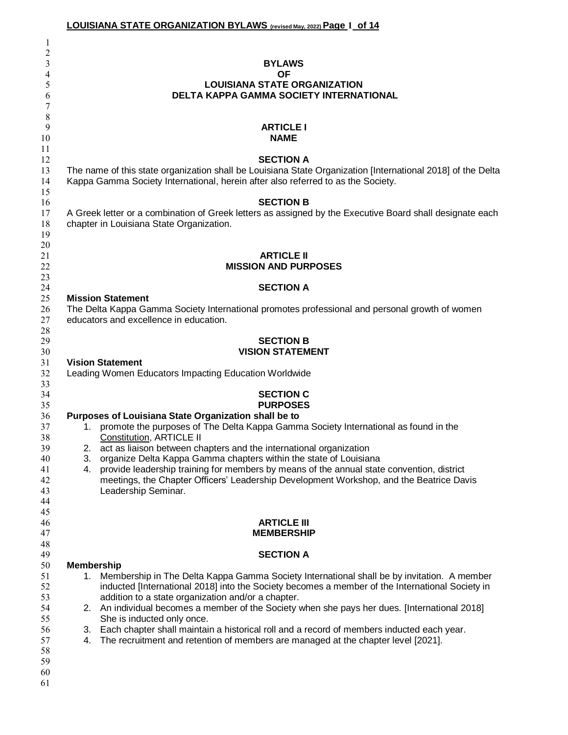# BYLAWS
# OF
# LOUISIANA STATE ORGANIZATION
# DELTA KAPPA GAMMA SOCIETY INTERNATIONAL

## ARTICLE I
## NAME

### SECTION A

The name of this state organization shall be Louisiana State Organization [International 2018] of the Delta Kappa Gamma Society International, herein after also referred to as the Society.

### SECTION B

A Greek letter or a combination of Greek letters as assigned by the Executive Board shall designate each chapter in Louisiana State Organization.

## ARTICLE II
## MISSION AND PURPOSES

### SECTION A

**Mission Statement**

The Delta Kappa Gamma Society International promotes professional and personal growth of women educators and excellence in education.

### SECTION B
### VISION STATEMENT

**Vision Statement**

Leading Women Educators Impacting Education Worldwide

### SECTION C
### PURPOSES

**Purposes of Louisiana State Organization shall be to**

1. promote the purposes of The Delta Kappa Gamma Society International as found in the Constitution, ARTICLE II
2. act as liaison between chapters and the international organization
3. organize Delta Kappa Gamma chapters within the state of Louisiana
4. provide leadership training for members by means of the annual state convention, district meetings, the Chapter Officers' Leadership Development Workshop, and the Beatrice Davis Leadership Seminar.

## ARTICLE III
## MEMBERSHIP

### SECTION A

**Membership**

1. Membership in The Delta Kappa Gamma Society International shall be by invitation. A member inducted [International 2018] into the Society becomes a member of the International Society in addition to a state organization and/or a chapter.
2. An individual becomes a member of the Society when she pays her dues. [International 2018] She is inducted only once.
3. Each chapter shall maintain a historical roll and a record of members inducted each year.
4. The recruitment and retention of members are managed at the chapter level [2021].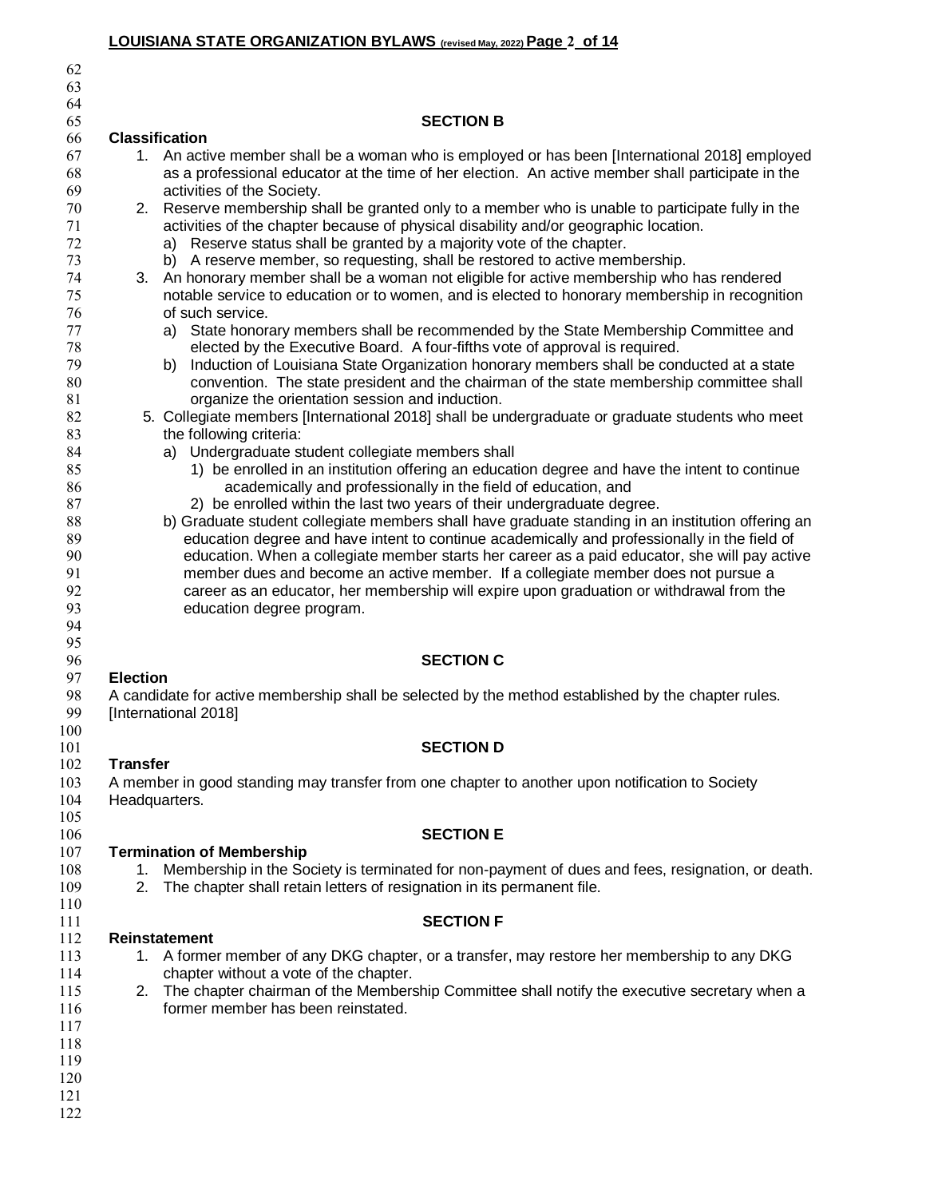### SECTION B

**Classification**

1. An active member shall be a woman who is employed or has been [International 2018] employed as a professional educator at the time of her election. An active member shall participate in the activities of the Society.
2. Reserve membership shall be granted only to a member who is unable to participate fully in the activities of the chapter because of physical disability and/or geographic location.
   a) Reserve status shall be granted by a majority vote of the chapter.
   b) A reserve member, so requesting, shall be restored to active membership.
3. An honorary member shall be a woman not eligible for active membership who has rendered notable service to education or to women, and is elected to honorary membership in recognition of such service.
   a) State honorary members shall be recommended by the State Membership Committee and elected by the Executive Board. A four-fifths vote of approval is required.
   b) Induction of Louisiana State Organization honorary members shall be conducted at a state convention. The state president and the chairman of the state membership committee shall organize the orientation session and induction.

5. Collegiate members [International 2018] shall be undergraduate or graduate students who meet the following criteria:
   a) Undergraduate student collegiate members shall
      1) be enrolled in an institution offering an education degree and have the intent to continue academically and professionally in the field of education, and
      2) be enrolled within the last two years of their undergraduate degree.
   b) Graduate student collegiate members shall have graduate standing in an institution offering an education degree and have intent to continue academically and professionally in the field of education. When a collegiate member starts her career as a paid educator, she will pay active member dues and become an active member. If a collegiate member does not pursue a career as an educator, her membership will expire upon graduation or withdrawal from the education degree program.

### SECTION C

**Election**

A candidate for active membership shall be selected by the method established by the chapter rules. [International 2018]

### SECTION D

**Transfer**

A member in good standing may transfer from one chapter to another upon notification to Society Headquarters.

### SECTION E

**Termination of Membership**

1. Membership in the Society is terminated for non-payment of dues and fees, resignation, or death.
2. The chapter shall retain letters of resignation in its permanent file.

### SECTION F

**Reinstatement**

1. A former member of any DKG chapter, or a transfer, may restore her membership to any DKG chapter without a vote of the chapter.
2. The chapter chairman of the Membership Committee shall notify the executive secretary when a former member has been reinstated.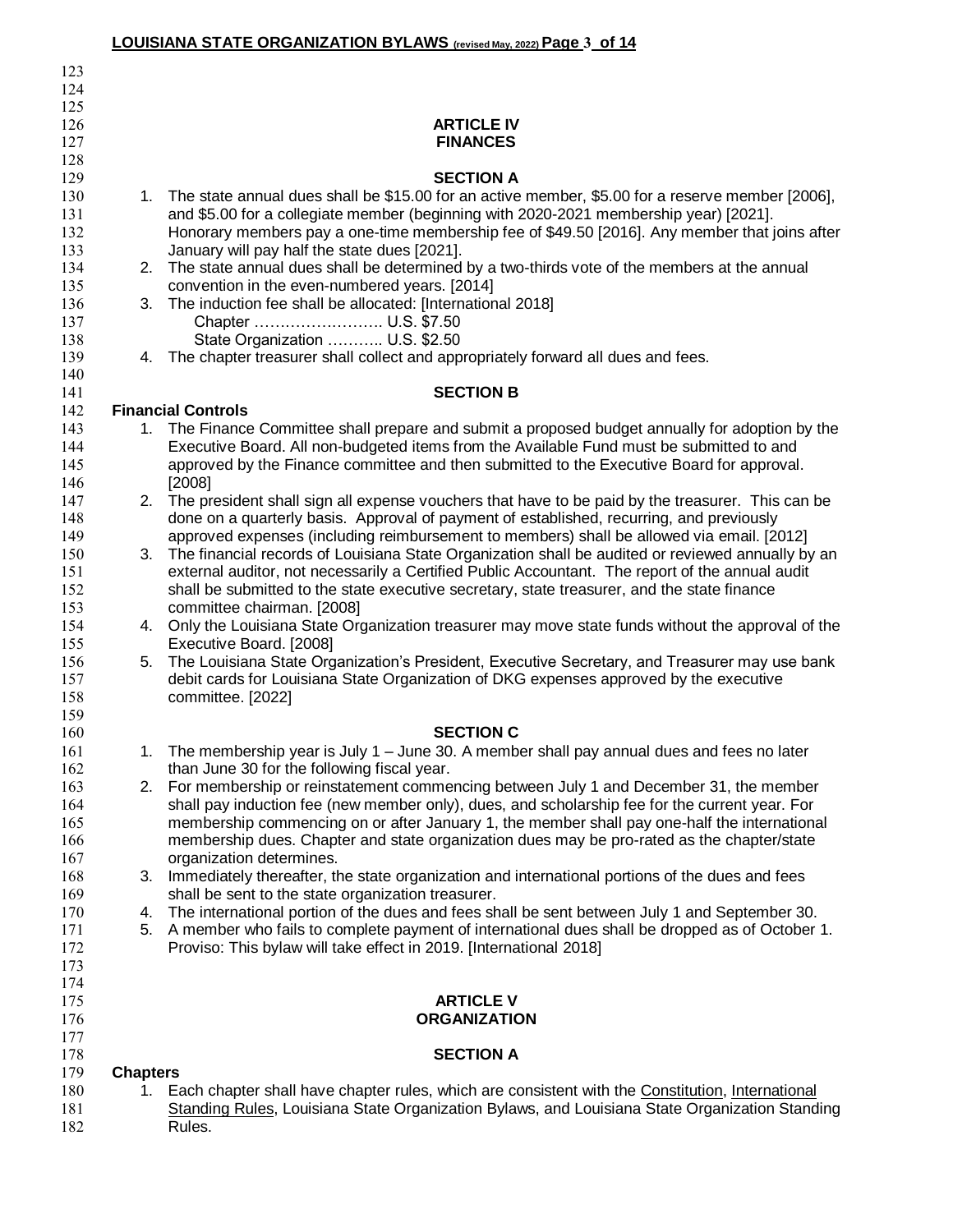## ARTICLE IV
## FINANCES

### SECTION A

1. The state annual dues shall be $15.00 for an active member, $5.00 for a reserve member [2006], and $5.00 for a collegiate member (beginning with 2020-2021 membership year) [2021]. Honorary members pay a one-time membership fee of $49.50 [2016]. Any member that joins after January will pay half the state dues [2021].
2. The state annual dues shall be determined by a two-thirds vote of the members at the annual convention in the even-numbered years. [2014]
3. The induction fee shall be allocated: [International 2018]
   Chapter ……………………. U.S. $7.50
   State Organization ……….. U.S. $2.50
4. The chapter treasurer shall collect and appropriately forward all dues and fees.

### SECTION B

**Financial Controls**

1. The Finance Committee shall prepare and submit a proposed budget annually for adoption by the Executive Board. All non-budgeted items from the Available Fund must be submitted to and approved by the Finance committee and then submitted to the Executive Board for approval. [2008]
2. The president shall sign all expense vouchers that have to be paid by the treasurer. This can be done on a quarterly basis. Approval of payment of established, recurring, and previously approved expenses (including reimbursement to members) shall be allowed via email. [2012]
3. The financial records of Louisiana State Organization shall be audited or reviewed annually by an external auditor, not necessarily a Certified Public Accountant. The report of the annual audit shall be submitted to the state executive secretary, state treasurer, and the state finance committee chairman. [2008]
4. Only the Louisiana State Organization treasurer may move state funds without the approval of the Executive Board. [2008]
5. The Louisiana State Organization's President, Executive Secretary, and Treasurer may use bank debit cards for Louisiana State Organization of DKG expenses approved by the executive committee. [2022]

### SECTION C

1. The membership year is July 1 – June 30. A member shall pay annual dues and fees no later than June 30 for the following fiscal year.
2. For membership or reinstatement commencing between July 1 and December 31, the member shall pay induction fee (new member only), dues, and scholarship fee for the current year. For membership commencing on or after January 1, the member shall pay one-half the international membership dues. Chapter and state organization dues may be pro-rated as the chapter/state organization determines.
3. Immediately thereafter, the state organization and international portions of the dues and fees shall be sent to the state organization treasurer.
4. The international portion of the dues and fees shall be sent between July 1 and September 30.
5. A member who fails to complete payment of international dues shall be dropped as of October 1. Proviso: This bylaw will take effect in 2019. [International 2018]

## ARTICLE V
## ORGANIZATION

### SECTION A

**Chapters**

1. Each chapter shall have chapter rules, which are consistent with the Constitution, International Standing Rules, Louisiana State Organization Bylaws, and Louisiana State Organization Standing Rules.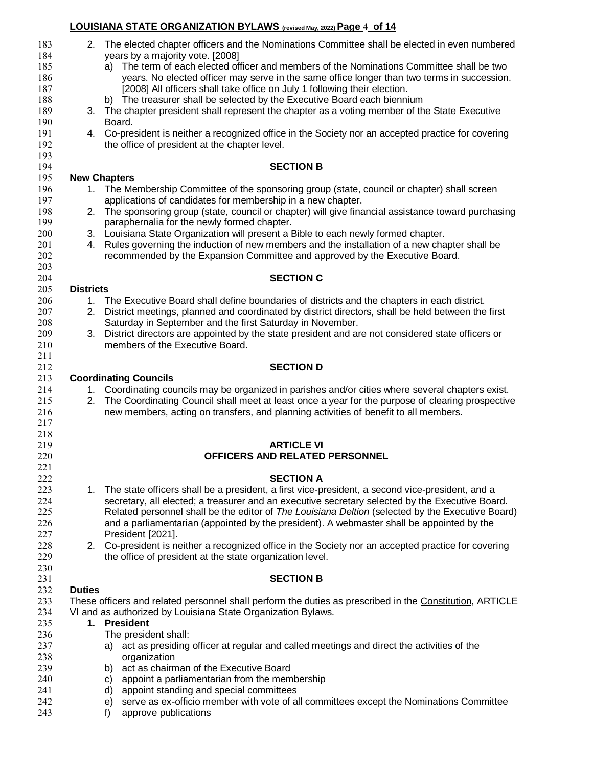2. The elected chapter officers and the Nominations Committee shall be elected in even numbered years by a majority vote. [2008]
   a) The term of each elected officer and members of the Nominations Committee shall be two years. No elected officer may serve in the same office longer than two terms in succession. [2008] All officers shall take office on July 1 following their election.
   b) The treasurer shall be selected by the Executive Board each biennium
3. The chapter president shall represent the chapter as a voting member of the State Executive Board.
4. Co-president is neither a recognized office in the Society nor an accepted practice for covering the office of president at the chapter level.

### SECTION B

**New Chapters**

1. The Membership Committee of the sponsoring group (state, council or chapter) shall screen applications of candidates for membership in a new chapter.
2. The sponsoring group (state, council or chapter) will give financial assistance toward purchasing paraphernalia for the newly formed chapter.
3. Louisiana State Organization will present a Bible to each newly formed chapter.
4. Rules governing the induction of new members and the installation of a new chapter shall be recommended by the Expansion Committee and approved by the Executive Board.

### SECTION C

**Districts**

1. The Executive Board shall define boundaries of districts and the chapters in each district.
2. District meetings, planned and coordinated by district directors, shall be held between the first Saturday in September and the first Saturday in November.
3. District directors are appointed by the state president and are not considered state officers or members of the Executive Board.

### SECTION D

**Coordinating Councils**

1. Coordinating councils may be organized in parishes and/or cities where several chapters exist.
2. The Coordinating Council shall meet at least once a year for the purpose of clearing prospective new members, acting on transfers, and planning activities of benefit to all members.

## ARTICLE VI
## OFFICERS AND RELATED PERSONNEL

### SECTION A

1. The state officers shall be a president, a first vice-president, a second vice-president, and a secretary, all elected; a treasurer and an executive secretary selected by the Executive Board. Related personnel shall be the editor of *The Louisiana Deltion* (selected by the Executive Board) and a parliamentarian (appointed by the president). A webmaster shall be appointed by the President [2021].
2. Co-president is neither a recognized office in the Society nor an accepted practice for covering the office of president at the state organization level.

### SECTION B

**Duties**

These officers and related personnel shall perform the duties as prescribed in the Constitution, ARTICLE VI and as authorized by Louisiana State Organization Bylaws.

1. **President**

   The president shall:

   a) act as presiding officer at regular and called meetings and direct the activities of the organization
   b) act as chairman of the Executive Board
   c) appoint a parliamentarian from the membership
   d) appoint standing and special committees
   e) serve as ex-officio member with vote of all committees except the Nominations Committee
   f) approve publications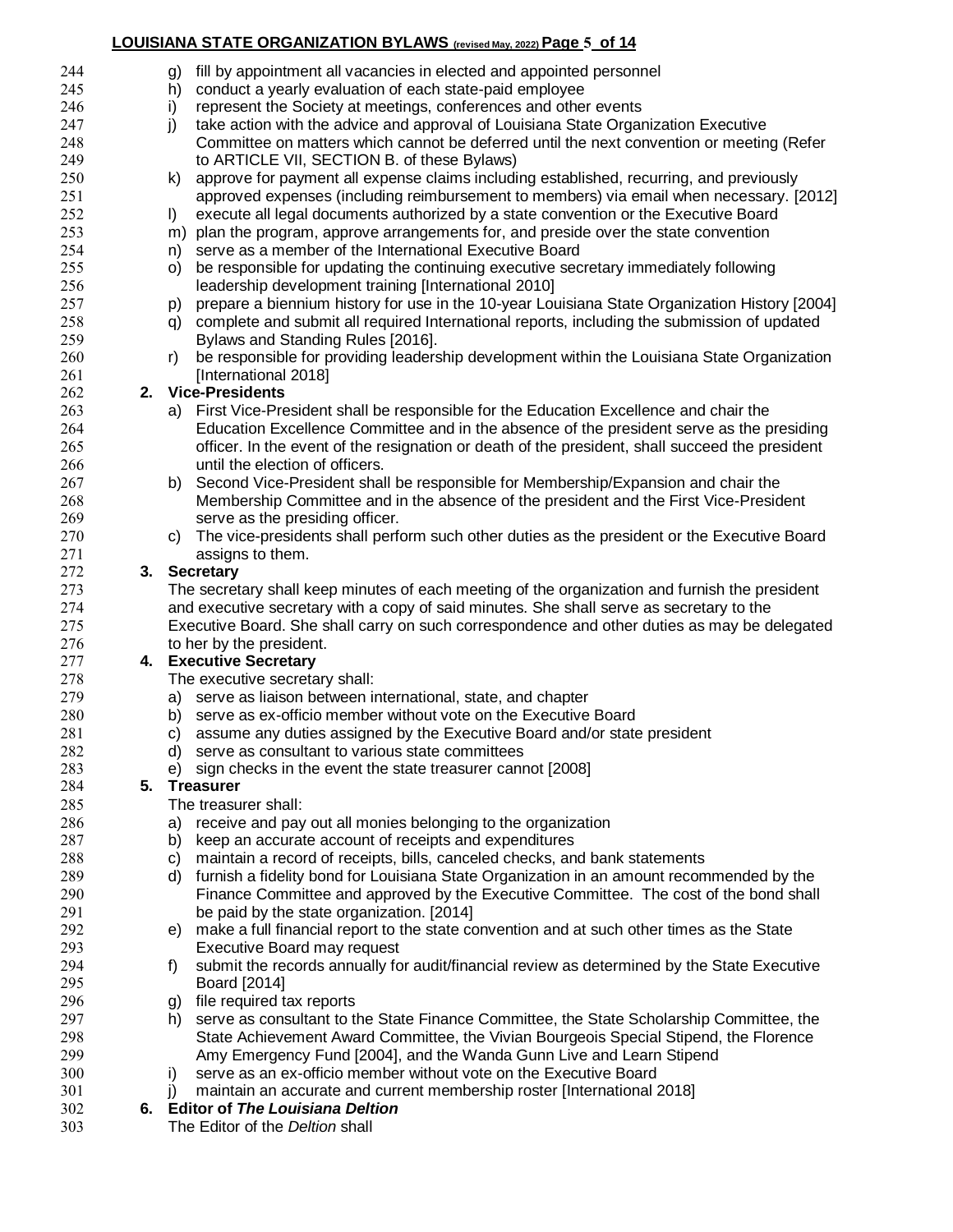g) fill by appointment all vacancies in elected and appointed personnel
h) conduct a yearly evaluation of each state-paid employee
i) represent the Society at meetings, conferences and other events
j) take action with the advice and approval of Louisiana State Organization Executive Committee on matters which cannot be deferred until the next convention or meeting (Refer to ARTICLE VII, SECTION B. of these Bylaws)
k) approve for payment all expense claims including established, recurring, and previously approved expenses (including reimbursement to members) via email when necessary. [2012]
l) execute all legal documents authorized by a state convention or the Executive Board
m) plan the program, approve arrangements for, and preside over the state convention
n) serve as a member of the International Executive Board
o) be responsible for updating the continuing executive secretary immediately following leadership development training [International 2010]
p) prepare a biennium history for use in the 10-year Louisiana State Organization History [2004]
q) complete and submit all required International reports, including the submission of updated Bylaws and Standing Rules [2016].
r) be responsible for providing leadership development within the Louisiana State Organization [International 2018]

**2. Vice-Presidents**

a) First Vice-President shall be responsible for the Education Excellence and chair the Education Excellence Committee and in the absence of the president serve as the presiding officer. In the event of the resignation or death of the president, shall succeed the president until the election of officers.
b) Second Vice-President shall be responsible for Membership/Expansion and chair the Membership Committee and in the absence of the president and the First Vice-President serve as the presiding officer.
c) The vice-presidents shall perform such other duties as the president or the Executive Board assigns to them.

**3. Secretary**

The secretary shall keep minutes of each meeting of the organization and furnish the president and executive secretary with a copy of said minutes. She shall serve as secretary to the Executive Board. She shall carry on such correspondence and other duties as may be delegated to her by the president.

**4. Executive Secretary**

The executive secretary shall:

a) serve as liaison between international, state, and chapter
b) serve as ex-officio member without vote on the Executive Board
c) assume any duties assigned by the Executive Board and/or state president
d) serve as consultant to various state committees
e) sign checks in the event the state treasurer cannot [2008]

**5. Treasurer**

The treasurer shall:

a) receive and pay out all monies belonging to the organization
b) keep an accurate account of receipts and expenditures
c) maintain a record of receipts, bills, canceled checks, and bank statements
d) furnish a fidelity bond for Louisiana State Organization in an amount recommended by the Finance Committee and approved by the Executive Committee. The cost of the bond shall be paid by the state organization. [2014]
e) make a full financial report to the state convention and at such other times as the State Executive Board may request
f) submit the records annually for audit/financial review as determined by the State Executive Board [2014]
g) file required tax reports
h) serve as consultant to the State Finance Committee, the State Scholarship Committee, the State Achievement Award Committee, the Vivian Bourgeois Special Stipend, the Florence Amy Emergency Fund [2004], and the Wanda Gunn Live and Learn Stipend
i) serve as an ex-officio member without vote on the Executive Board
j) maintain an accurate and current membership roster [International 2018]

**6. Editor of *The Louisiana Deltion***

The Editor of the *Deltion* shall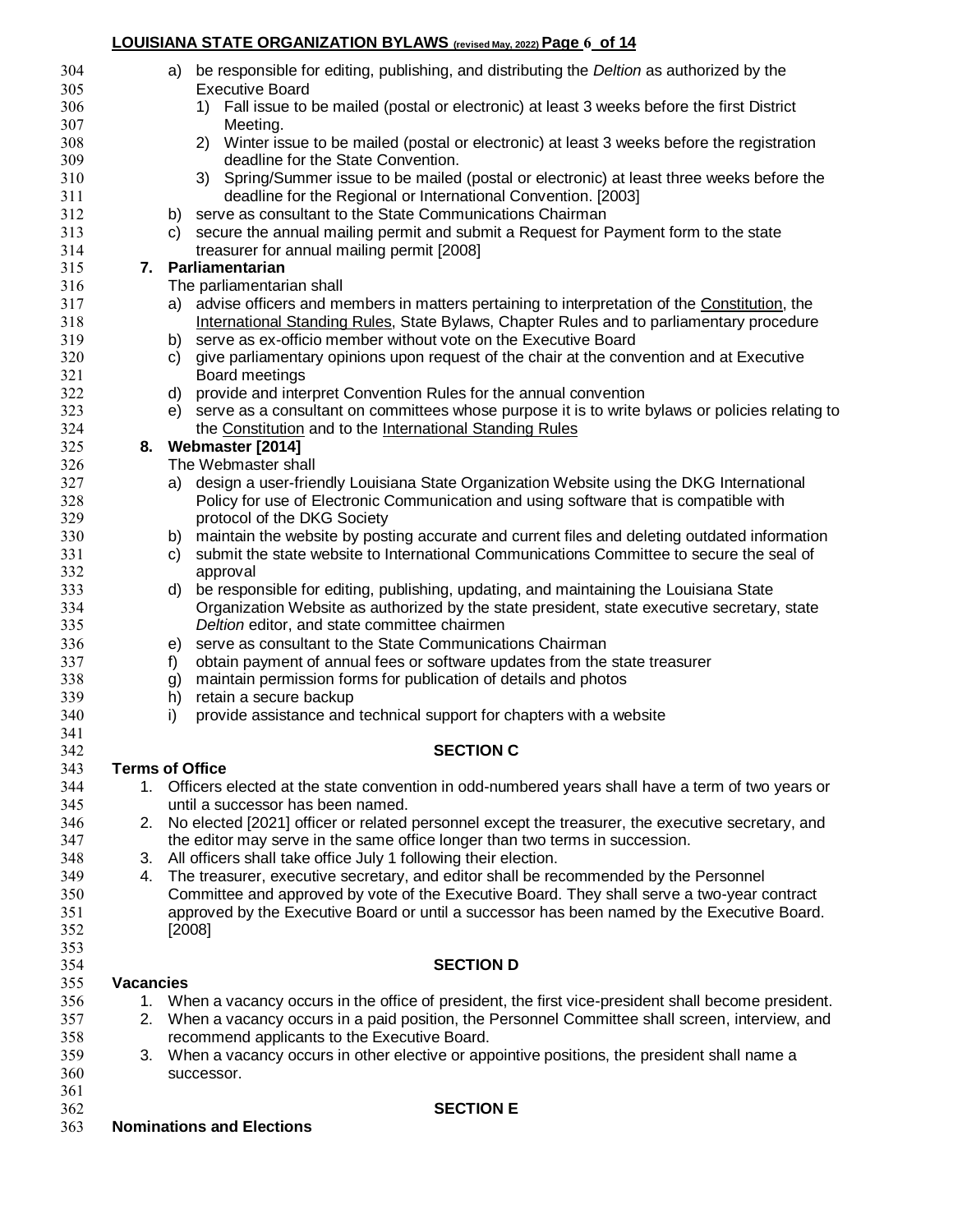a) be responsible for editing, publishing, and distributing the *Deltion* as authorized by the Executive Board
    1) Fall issue to be mailed (postal or electronic) at least 3 weeks before the first District Meeting.
    2) Winter issue to be mailed (postal or electronic) at least 3 weeks before the registration deadline for the State Convention.
    3) Spring/Summer issue to be mailed (postal or electronic) at least three weeks before the deadline for the Regional or International Convention. [2003]

b) serve as consultant to the State Communications Chairman

c) secure the annual mailing permit and submit a Request for Payment form to the state treasurer for annual mailing permit [2008]

**7. Parliamentarian**

The parliamentarian shall

a) advise officers and members in matters pertaining to interpretation of the <u>Constitution</u>, the <u>International Standing Rules</u>, State Bylaws, Chapter Rules and to parliamentary procedure

b) serve as ex-officio member without vote on the Executive Board

c) give parliamentary opinions upon request of the chair at the convention and at Executive Board meetings

d) provide and interpret Convention Rules for the annual convention

e) serve as a consultant on committees whose purpose it is to write bylaws or policies relating to the <u>Constitution</u> and to the <u>International Standing Rules</u>

**8. Webmaster [2014]**

The Webmaster shall

a) design a user-friendly Louisiana State Organization Website using the DKG International Policy for use of Electronic Communication and using software that is compatible with protocol of the DKG Society

b) maintain the website by posting accurate and current files and deleting outdated information

c) submit the state website to International Communications Committee to secure the seal of approval

d) be responsible for editing, publishing, updating, and maintaining the Louisiana State Organization Website as authorized by the state president, state executive secretary, state *Deltion* editor, and state committee chairmen

e) serve as consultant to the State Communications Chairman

f) obtain payment of annual fees or software updates from the state treasurer

g) maintain permission forms for publication of details and photos

h) retain a secure backup

i) provide assistance and technical support for chapters with a website

## SECTION C

**Terms of Office**

1. Officers elected at the state convention in odd-numbered years shall have a term of two years or until a successor has been named.
2. No elected [2021] officer or related personnel except the treasurer, the executive secretary, and the editor may serve in the same office longer than two terms in succession.
3. All officers shall take office July 1 following their election.
4. The treasurer, executive secretary, and editor shall be recommended by the Personnel Committee and approved by vote of the Executive Board. They shall serve a two-year contract approved by the Executive Board or until a successor has been named by the Executive Board. [2008]

## SECTION D

**Vacancies**

1. When a vacancy occurs in the office of president, the first vice-president shall become president.
2. When a vacancy occurs in a paid position, the Personnel Committee shall screen, interview, and recommend applicants to the Executive Board.
3. When a vacancy occurs in other elective or appointive positions, the president shall name a successor.

## SECTION E

**Nominations and Elections**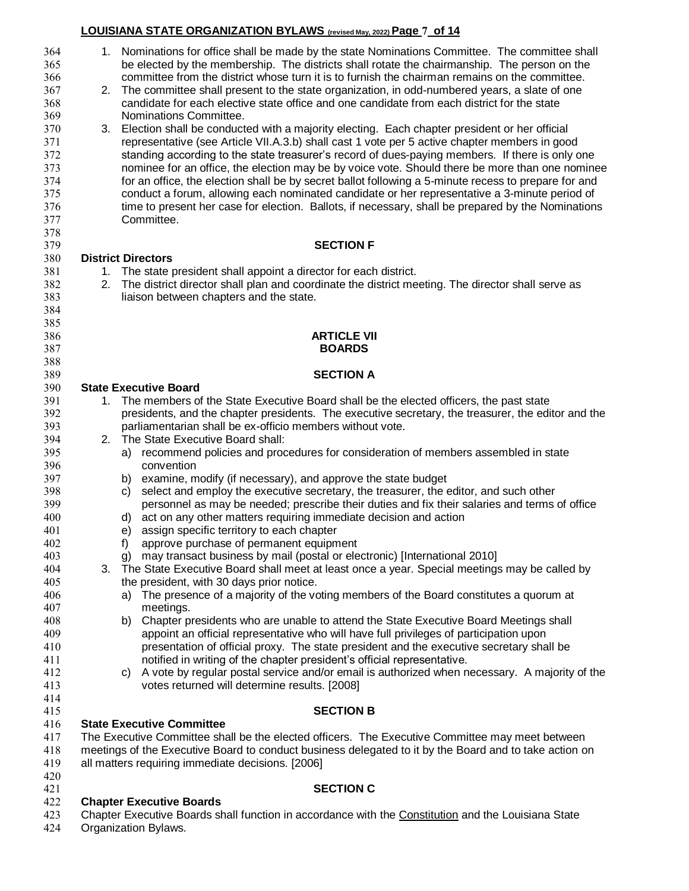1. Nominations for office shall be made by the state Nominations Committee. The committee shall be elected by the membership. The districts shall rotate the chairmanship. The person on the committee from the district whose turn it is to furnish the chairman remains on the committee.
2. The committee shall present to the state organization, in odd-numbered years, a slate of one candidate for each elective state office and one candidate from each district for the state Nominations Committee.
3. Election shall be conducted with a majority electing. Each chapter president or her official representative (see Article VII.A.3.b) shall cast 1 vote per 5 active chapter members in good standing according to the state treasurer's record of dues-paying members. If there is only one nominee for an office, the election may be by voice vote. Should there be more than one nominee for an office, the election shall be by secret ballot following a 5-minute recess to prepare for and conduct a forum, allowing each nominated candidate or her representative a 3-minute period of time to present her case for election. Ballots, if necessary, shall be prepared by the Nominations Committee.

### SECTION F

**District Directors**

1. The state president shall appoint a director for each district.
2. The district director shall plan and coordinate the district meeting. The director shall serve as liaison between chapters and the state.

## ARTICLE VII
## BOARDS

### SECTION A

**State Executive Board**

1. The members of the State Executive Board shall be the elected officers, the past state presidents, and the chapter presidents. The executive secretary, the treasurer, the editor and the parliamentarian shall be ex-officio members without vote.
2. The State Executive Board shall:
   a) recommend policies and procedures for consideration of members assembled in state convention
   b) examine, modify (if necessary), and approve the state budget
   c) select and employ the executive secretary, the treasurer, the editor, and such other personnel as may be needed; prescribe their duties and fix their salaries and terms of office
   d) act on any other matters requiring immediate decision and action
   e) assign specific territory to each chapter
   f) approve purchase of permanent equipment
   g) may transact business by mail (postal or electronic) [International 2010]
3. The State Executive Board shall meet at least once a year. Special meetings may be called by the president, with 30 days prior notice.
   a) The presence of a majority of the voting members of the Board constitutes a quorum at meetings.
   b) Chapter presidents who are unable to attend the State Executive Board Meetings shall appoint an official representative who will have full privileges of participation upon presentation of official proxy. The state president and the executive secretary shall be notified in writing of the chapter president's official representative.
   c) A vote by regular postal service and/or email is authorized when necessary. A majority of the votes returned will determine results. [2008]

### SECTION B

**State Executive Committee**

The Executive Committee shall be the elected officers. The Executive Committee may meet between meetings of the Executive Board to conduct business delegated to it by the Board and to take action on all matters requiring immediate decisions. [2006]

### SECTION C

**Chapter Executive Boards**

Chapter Executive Boards shall function in accordance with the Constitution and the Louisiana State Organization Bylaws.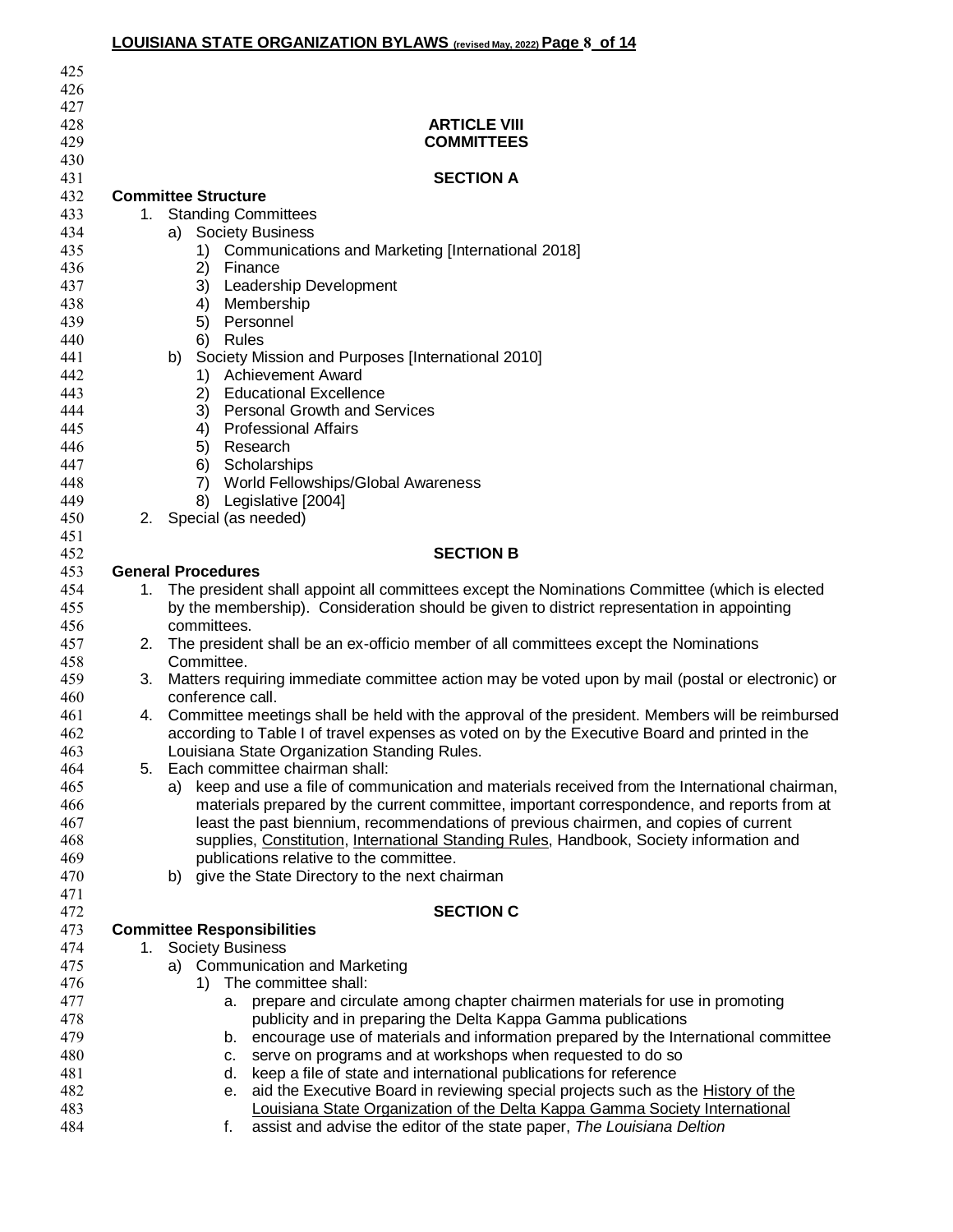## ARTICLE VIII
## COMMITTEES

### SECTION A

**Committee Structure**

1. Standing Committees
   a) Society Business
      1) Communications and Marketing [International 2018]
      2) Finance
      3) Leadership Development
      4) Membership
      5) Personnel
      6) Rules
   b) Society Mission and Purposes [International 2010]
      1) Achievement Award
      2) Educational Excellence
      3) Personal Growth and Services
      4) Professional Affairs
      5) Research
      6) Scholarships
      7) World Fellowships/Global Awareness
      8) Legislative [2004]
2. Special (as needed)

### SECTION B

**General Procedures**

1. The president shall appoint all committees except the Nominations Committee (which is elected by the membership). Consideration should be given to district representation in appointing committees.
2. The president shall be an ex-officio member of all committees except the Nominations Committee.
3. Matters requiring immediate committee action may be voted upon by mail (postal or electronic) or conference call.
4. Committee meetings shall be held with the approval of the president. Members will be reimbursed according to Table I of travel expenses as voted on by the Executive Board and printed in the Louisiana State Organization Standing Rules.
5. Each committee chairman shall:
   a) keep and use a file of communication and materials received from the International chairman, materials prepared by the current committee, important correspondence, and reports from at least the past biennium, recommendations of previous chairmen, and copies of current supplies, Constitution, International Standing Rules, Handbook, Society information and publications relative to the committee.
   b) give the State Directory to the next chairman

### SECTION C

**Committee Responsibilities**

1. Society Business
   a) Communication and Marketing
      1) The committee shall:
         a. prepare and circulate among chapter chairmen materials for use in promoting publicity and in preparing the Delta Kappa Gamma publications
         b. encourage use of materials and information prepared by the International committee
         c. serve on programs and at workshops when requested to do so
         d. keep a file of state and international publications for reference
         e. aid the Executive Board in reviewing special projects such as the History of the Louisiana State Organization of the Delta Kappa Gamma Society International
         f. assist and advise the editor of the state paper, *The Louisiana Deltion*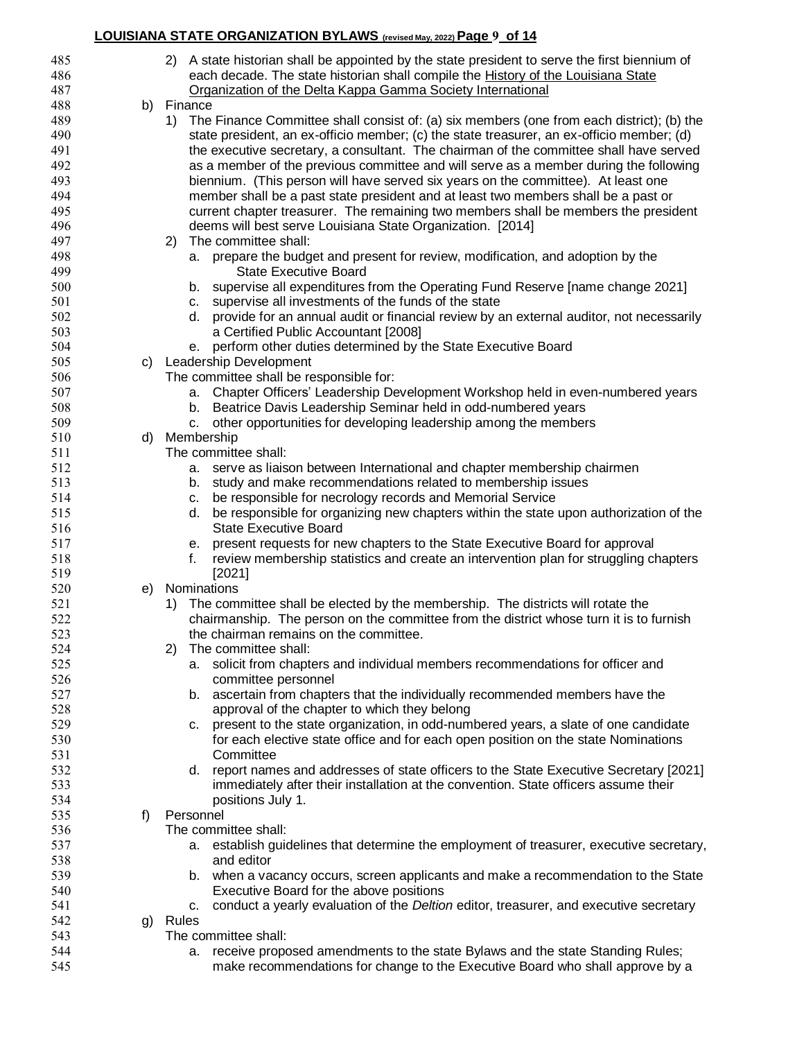2) A state historian shall be appointed by the state president to serve the first biennium of each decade. The state historian shall compile the History of the Louisiana State Organization of the Delta Kappa Gamma Society International

b) Finance

1) The Finance Committee shall consist of: (a) six members (one from each district); (b) the state president, an ex-officio member; (c) the state treasurer, an ex-officio member; (d) the executive secretary, a consultant. The chairman of the committee shall have served as a member of the previous committee and will serve as a member during the following biennium. (This person will have served six years on the committee). At least one member shall be a past state president and at least two members shall be a past or current chapter treasurer. The remaining two members shall be members the president deems will best serve Louisiana State Organization. [2014]

2) The committee shall:

   a. prepare the budget and present for review, modification, and adoption by the State Executive Board
   b. supervise all expenditures from the Operating Fund Reserve [name change 2021]
   c. supervise all investments of the funds of the state
   d. provide for an annual audit or financial review by an external auditor, not necessarily a Certified Public Accountant [2008]
   e. perform other duties determined by the State Executive Board

c) Leadership Development

The committee shall be responsible for:

   a. Chapter Officers' Leadership Development Workshop held in even-numbered years
   b. Beatrice Davis Leadership Seminar held in odd-numbered years
   c. other opportunities for developing leadership among the members

d) Membership

The committee shall:

   a. serve as liaison between International and chapter membership chairmen
   b. study and make recommendations related to membership issues
   c. be responsible for necrology records and Memorial Service
   d. be responsible for organizing new chapters within the state upon authorization of the State Executive Board
   e. present requests for new chapters to the State Executive Board for approval
   f. review membership statistics and create an intervention plan for struggling chapters [2021]

e) Nominations

1) The committee shall be elected by the membership. The districts will rotate the chairmanship. The person on the committee from the district whose turn it is to furnish the chairman remains on the committee.

2) The committee shall:

   a. solicit from chapters and individual members recommendations for officer and committee personnel
   b. ascertain from chapters that the individually recommended members have the approval of the chapter to which they belong
   c. present to the state organization, in odd-numbered years, a slate of one candidate for each elective state office and for each open position on the state Nominations Committee
   d. report names and addresses of state officers to the State Executive Secretary [2021] immediately after their installation at the convention. State officers assume their positions July 1.

f) Personnel

The committee shall:

   a. establish guidelines that determine the employment of treasurer, executive secretary, and editor
   b. when a vacancy occurs, screen applicants and make a recommendation to the State Executive Board for the above positions
   c. conduct a yearly evaluation of the *Deltion* editor, treasurer, and executive secretary

g) Rules

The committee shall:

   a. receive proposed amendments to the state Bylaws and the state Standing Rules; make recommendations for change to the Executive Board who shall approve by a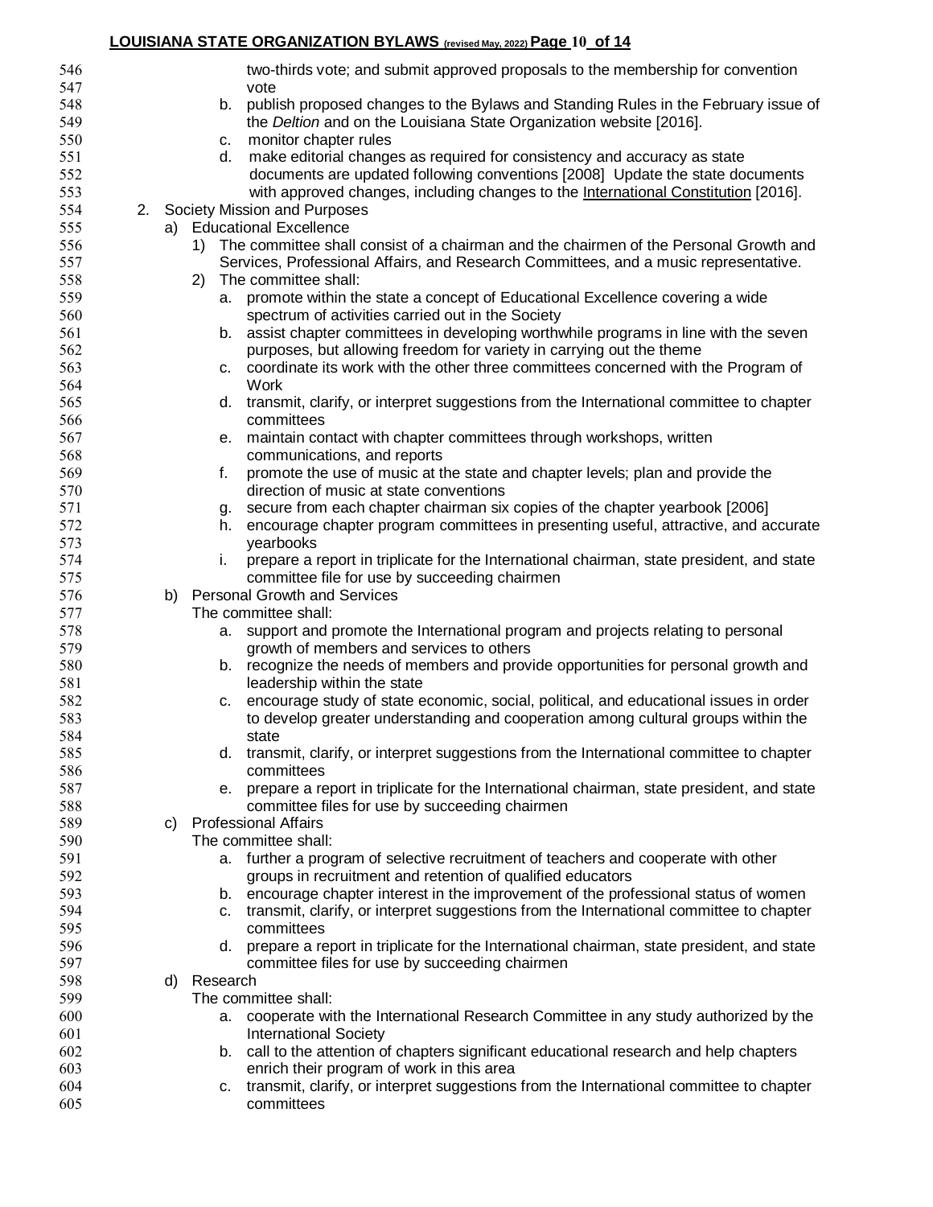two-thirds vote; and submit approved proposals to the membership for convention vote

b. publish proposed changes to the Bylaws and Standing Rules in the February issue of the *Deltion* and on the Louisiana State Organization website [2016].

c. monitor chapter rules

d. make editorial changes as required for consistency and accuracy as state documents are updated following conventions [2008] Update the state documents with approved changes, including changes to the International Constitution [2016].

2. Society Mission and Purposes

   a) Educational Excellence

      1) The committee shall consist of a chairman and the chairmen of the Personal Growth and Services, Professional Affairs, and Research Committees, and a music representative.

      2) The committee shall:

         a. promote within the state a concept of Educational Excellence covering a wide spectrum of activities carried out in the Society
         b. assist chapter committees in developing worthwhile programs in line with the seven purposes, but allowing freedom for variety in carrying out the theme
         c. coordinate its work with the other three committees concerned with the Program of Work
         d. transmit, clarify, or interpret suggestions from the International committee to chapter committees
         e. maintain contact with chapter committees through workshops, written communications, and reports
         f. promote the use of music at the state and chapter levels; plan and provide the direction of music at state conventions
         g. secure from each chapter chairman six copies of the chapter yearbook [2006]
         h. encourage chapter program committees in presenting useful, attractive, and accurate yearbooks
         i. prepare a report in triplicate for the International chairman, state president, and state committee file for use by succeeding chairmen

   b) Personal Growth and Services

      The committee shall:

         a. support and promote the International program and projects relating to personal growth of members and services to others
         b. recognize the needs of members and provide opportunities for personal growth and leadership within the state
         c. encourage study of state economic, social, political, and educational issues in order to develop greater understanding and cooperation among cultural groups within the state
         d. transmit, clarify, or interpret suggestions from the International committee to chapter committees
         e. prepare a report in triplicate for the International chairman, state president, and state committee files for use by succeeding chairmen

   c) Professional Affairs

      The committee shall:

         a. further a program of selective recruitment of teachers and cooperate with other groups in recruitment and retention of qualified educators
         b. encourage chapter interest in the improvement of the professional status of women
         c. transmit, clarify, or interpret suggestions from the International committee to chapter committees
         d. prepare a report in triplicate for the International chairman, state president, and state committee files for use by succeeding chairmen

   d) Research

      The committee shall:

         a. cooperate with the International Research Committee in any study authorized by the International Society
         b. call to the attention of chapters significant educational research and help chapters enrich their program of work in this area
         c. transmit, clarify, or interpret suggestions from the International committee to chapter committees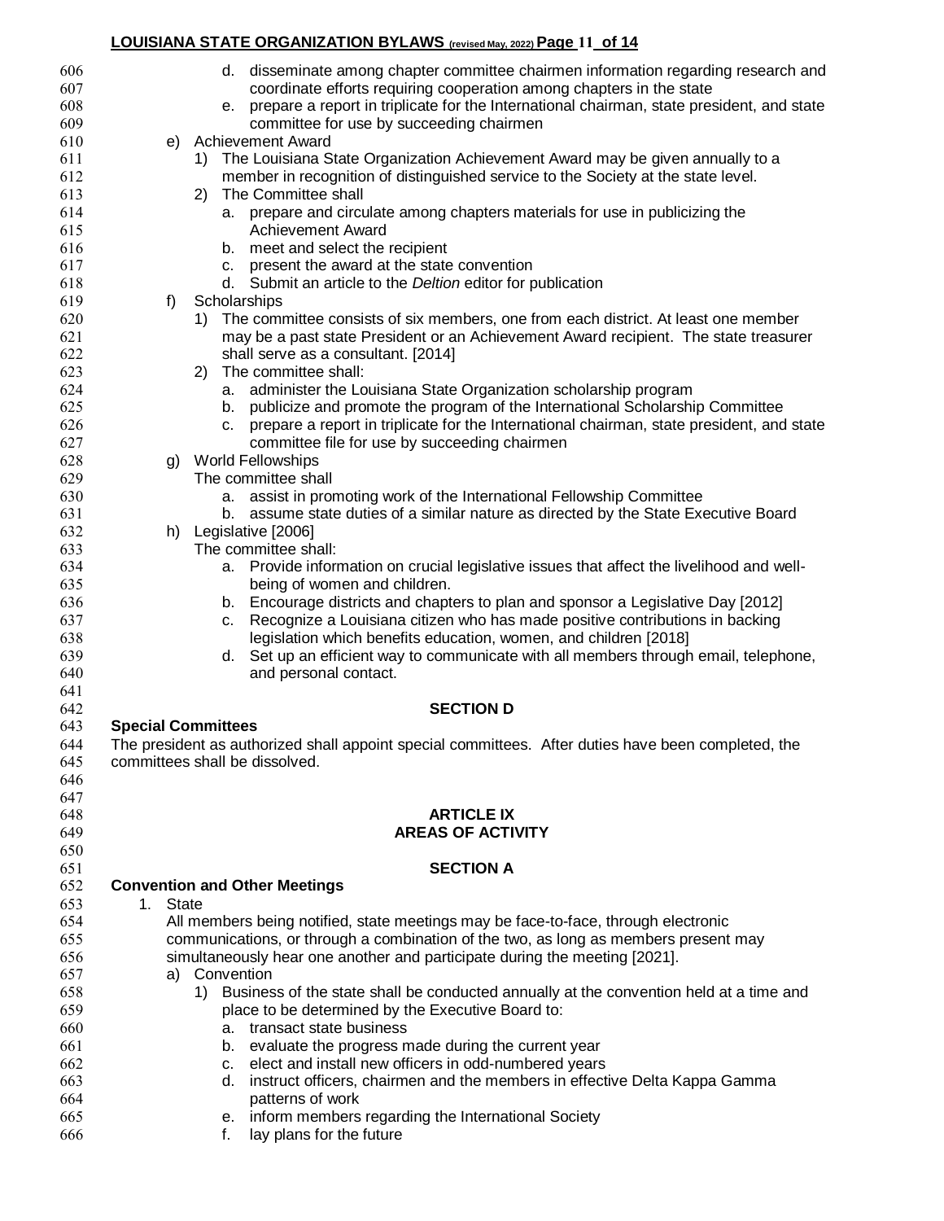d. disseminate among chapter committee chairmen information regarding research and coordinate efforts requiring cooperation among chapters in the state
e. prepare a report in triplicate for the International chairman, state president, and state committee for use by succeeding chairmen

e) Achievement Award
1) The Louisiana State Organization Achievement Award may be given annually to a member in recognition of distinguished service to the Society at the state level.
2) The Committee shall
a. prepare and circulate among chapters materials for use in publicizing the Achievement Award
b. meet and select the recipient
c. present the award at the state convention
d. Submit an article to the *Deltion* editor for publication

f) Scholarships
1) The committee consists of six members, one from each district. At least one member may be a past state President or an Achievement Award recipient. The state treasurer shall serve as a consultant. [2014]
2) The committee shall:
a. administer the Louisiana State Organization scholarship program
b. publicize and promote the program of the International Scholarship Committee
c. prepare a report in triplicate for the International chairman, state president, and state committee file for use by succeeding chairmen

g) World Fellowships
The committee shall
a. assist in promoting work of the International Fellowship Committee
b. assume state duties of a similar nature as directed by the State Executive Board

h) Legislative [2006]
The committee shall:
a. Provide information on crucial legislative issues that affect the livelihood and well-being of women and children.
b. Encourage districts and chapters to plan and sponsor a Legislative Day [2012]
c. Recognize a Louisiana citizen who has made positive contributions in backing legislation which benefits education, women, and children [2018]
d. Set up an efficient way to communicate with all members through email, telephone, and personal contact.

### SECTION D

**Special Committees**

The president as authorized shall appoint special committees. After duties have been completed, the committees shall be dissolved.

## ARTICLE IX
## AREAS OF ACTIVITY

### SECTION A

**Convention and Other Meetings**

1. State
All members being notified, state meetings may be face-to-face, through electronic communications, or through a combination of the two, as long as members present may simultaneously hear one another and participate during the meeting [2021].
a) Convention
1) Business of the state shall be conducted annually at the convention held at a time and place to be determined by the Executive Board to:
a. transact state business
b. evaluate the progress made during the current year
c. elect and install new officers in odd-numbered years
d. instruct officers, chairmen and the members in effective Delta Kappa Gamma patterns of work
e. inform members regarding the International Society
f. lay plans for the future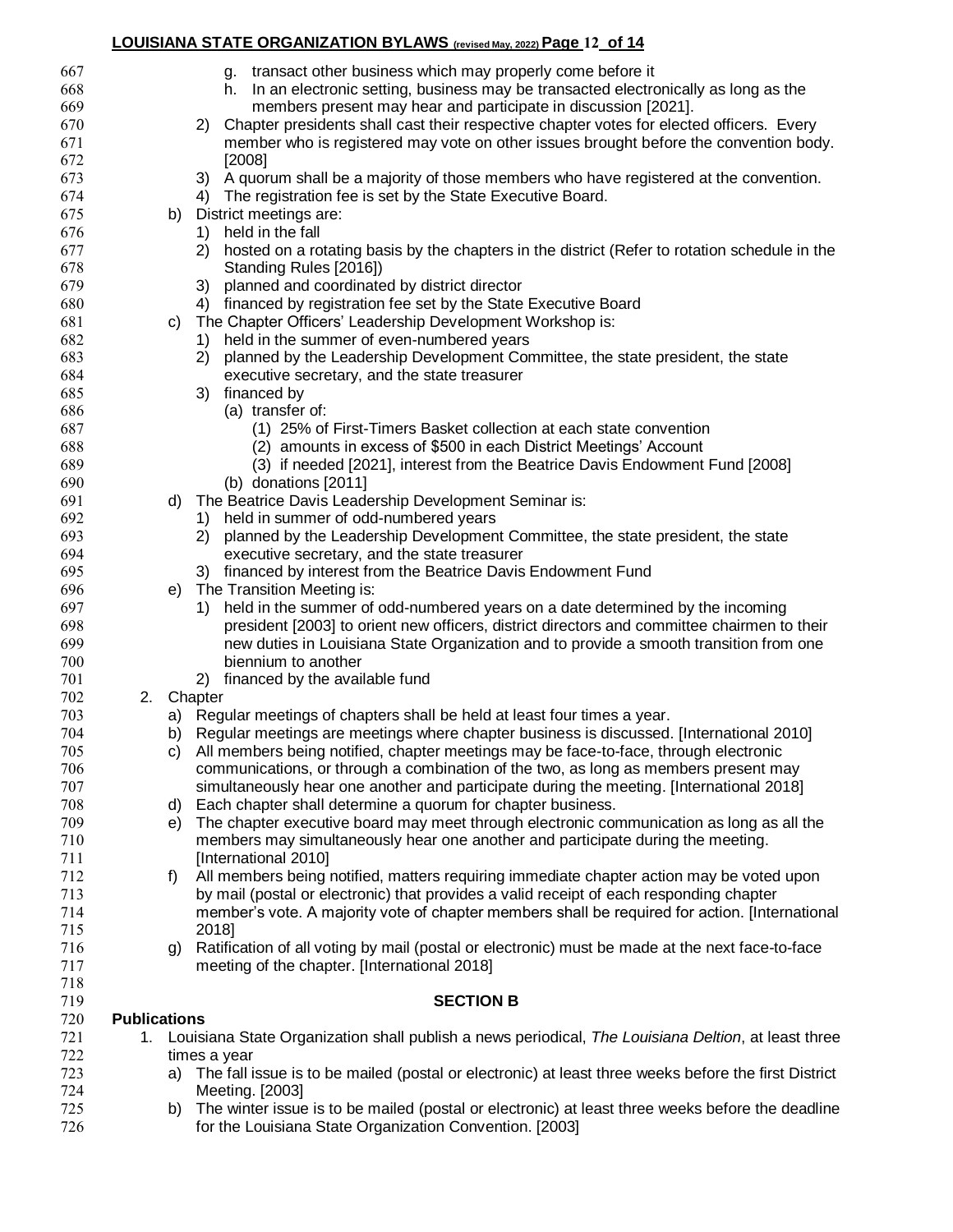g. transact other business which may properly come before it
h. In an electronic setting, business may be transacted electronically as long as the members present may hear and participate in discussion [2021].

2) Chapter presidents shall cast their respective chapter votes for elected officers. Every member who is registered may vote on other issues brought before the convention body. [2008]
3) A quorum shall be a majority of those members who have registered at the convention.
4) The registration fee is set by the State Executive Board.

b) District meetings are:
   1) held in the fall
   2) hosted on a rotating basis by the chapters in the district (Refer to rotation schedule in the Standing Rules [2016])
   3) planned and coordinated by district director
   4) financed by registration fee set by the State Executive Board

c) The Chapter Officers' Leadership Development Workshop is:
   1) held in the summer of even-numbered years
   2) planned by the Leadership Development Committee, the state president, the state executive secretary, and the state treasurer
   3) financed by
      (a) transfer of:
         (1) 25% of First-Timers Basket collection at each state convention
         (2) amounts in excess of $500 in each District Meetings' Account
         (3) if needed [2021], interest from the Beatrice Davis Endowment Fund [2008]
      (b) donations [2011]

d) The Beatrice Davis Leadership Development Seminar is:
   1) held in summer of odd-numbered years
   2) planned by the Leadership Development Committee, the state president, the state executive secretary, and the state treasurer
   3) financed by interest from the Beatrice Davis Endowment Fund

e) The Transition Meeting is:
   1) held in the summer of odd-numbered years on a date determined by the incoming president [2003] to orient new officers, district directors and committee chairmen to their new duties in Louisiana State Organization and to provide a smooth transition from one biennium to another
   2) financed by the available fund

2. Chapter
   a) Regular meetings of chapters shall be held at least four times a year.
   b) Regular meetings are meetings where chapter business is discussed. [International 2010]
   c) All members being notified, chapter meetings may be face-to-face, through electronic communications, or through a combination of the two, as long as members present may simultaneously hear one another and participate during the meeting. [International 2018]
   d) Each chapter shall determine a quorum for chapter business.
   e) The chapter executive board may meet through electronic communication as long as all the members may simultaneously hear one another and participate during the meeting. [International 2010]
   f) All members being notified, matters requiring immediate chapter action may be voted upon by mail (postal or electronic) that provides a valid receipt of each responding chapter member's vote. A majority vote of chapter members shall be required for action. [International 2018]
   g) Ratification of all voting by mail (postal or electronic) must be made at the next face-to-face meeting of the chapter. [International 2018]

## SECTION B

**Publications**

1. Louisiana State Organization shall publish a news periodical, *The Louisiana Deltion*, at least three times a year
   a) The fall issue is to be mailed (postal or electronic) at least three weeks before the first District Meeting. [2003]
   b) The winter issue is to be mailed (postal or electronic) at least three weeks before the deadline for the Louisiana State Organization Convention. [2003]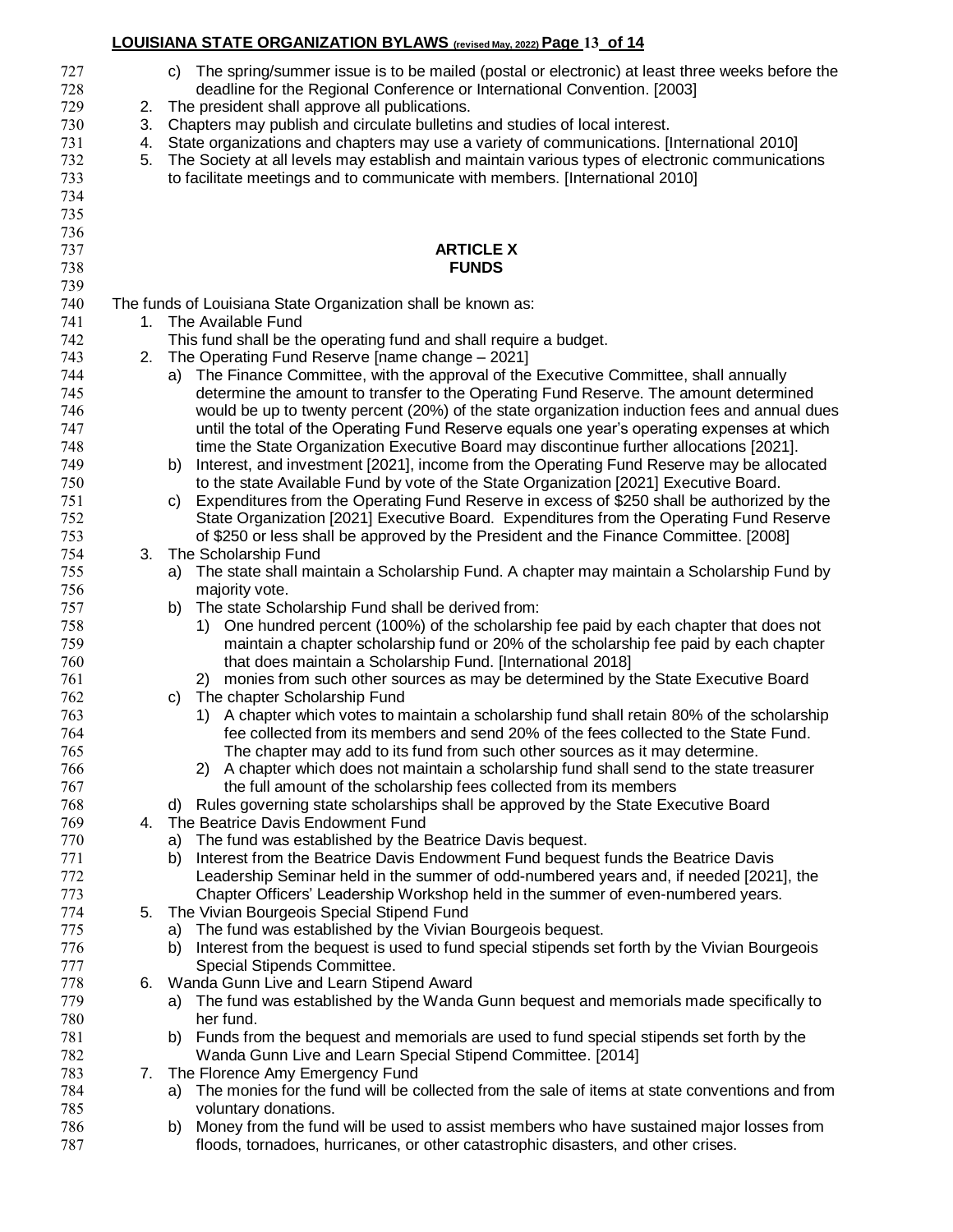c) The spring/summer issue is to be mailed (postal or electronic) at least three weeks before the deadline for the Regional Conference or International Convention. [2003]

2. The president shall approve all publications.
3. Chapters may publish and circulate bulletins and studies of local interest.
4. State organizations and chapters may use a variety of communications. [International 2010]
5. The Society at all levels may establish and maintain various types of electronic communications to facilitate meetings and to communicate with members. [International 2010]

## ARTICLE X
## FUNDS

The funds of Louisiana State Organization shall be known as:

1. The Available Fund
   This fund shall be the operating fund and shall require a budget.
2. The Operating Fund Reserve [name change – 2021]
   a) The Finance Committee, with the approval of the Executive Committee, shall annually determine the amount to transfer to the Operating Fund Reserve. The amount determined would be up to twenty percent (20%) of the state organization induction fees and annual dues until the total of the Operating Fund Reserve equals one year's operating expenses at which time the State Organization Executive Board may discontinue further allocations [2021].
   b) Interest, and investment [2021], income from the Operating Fund Reserve may be allocated to the state Available Fund by vote of the State Organization [2021] Executive Board.
   c) Expenditures from the Operating Fund Reserve in excess of $250 shall be authorized by the State Organization [2021] Executive Board. Expenditures from the Operating Fund Reserve of $250 or less shall be approved by the President and the Finance Committee. [2008]
3. The Scholarship Fund
   a) The state shall maintain a Scholarship Fund. A chapter may maintain a Scholarship Fund by majority vote.
   b) The state Scholarship Fund shall be derived from:
      1) One hundred percent (100%) of the scholarship fee paid by each chapter that does not maintain a chapter scholarship fund or 20% of the scholarship fee paid by each chapter that does maintain a Scholarship Fund. [International 2018]
      2) monies from such other sources as may be determined by the State Executive Board
   c) The chapter Scholarship Fund
      1) A chapter which votes to maintain a scholarship fund shall retain 80% of the scholarship fee collected from its members and send 20% of the fees collected to the State Fund. The chapter may add to its fund from such other sources as it may determine.
      2) A chapter which does not maintain a scholarship fund shall send to the state treasurer the full amount of the scholarship fees collected from its members
   d) Rules governing state scholarships shall be approved by the State Executive Board
4. The Beatrice Davis Endowment Fund
   a) The fund was established by the Beatrice Davis bequest.
   b) Interest from the Beatrice Davis Endowment Fund bequest funds the Beatrice Davis Leadership Seminar held in the summer of odd-numbered years and, if needed [2021], the Chapter Officers' Leadership Workshop held in the summer of even-numbered years.
5. The Vivian Bourgeois Special Stipend Fund
   a) The fund was established by the Vivian Bourgeois bequest.
   b) Interest from the bequest is used to fund special stipends set forth by the Vivian Bourgeois Special Stipends Committee.
6. Wanda Gunn Live and Learn Stipend Award
   a) The fund was established by the Wanda Gunn bequest and memorials made specifically to her fund.
   b) Funds from the bequest and memorials are used to fund special stipends set forth by the Wanda Gunn Live and Learn Special Stipend Committee. [2014]
7. The Florence Amy Emergency Fund
   a) The monies for the fund will be collected from the sale of items at state conventions and from voluntary donations.
   b) Money from the fund will be used to assist members who have sustained major losses from floods, tornadoes, hurricanes, or other catastrophic disasters, and other crises.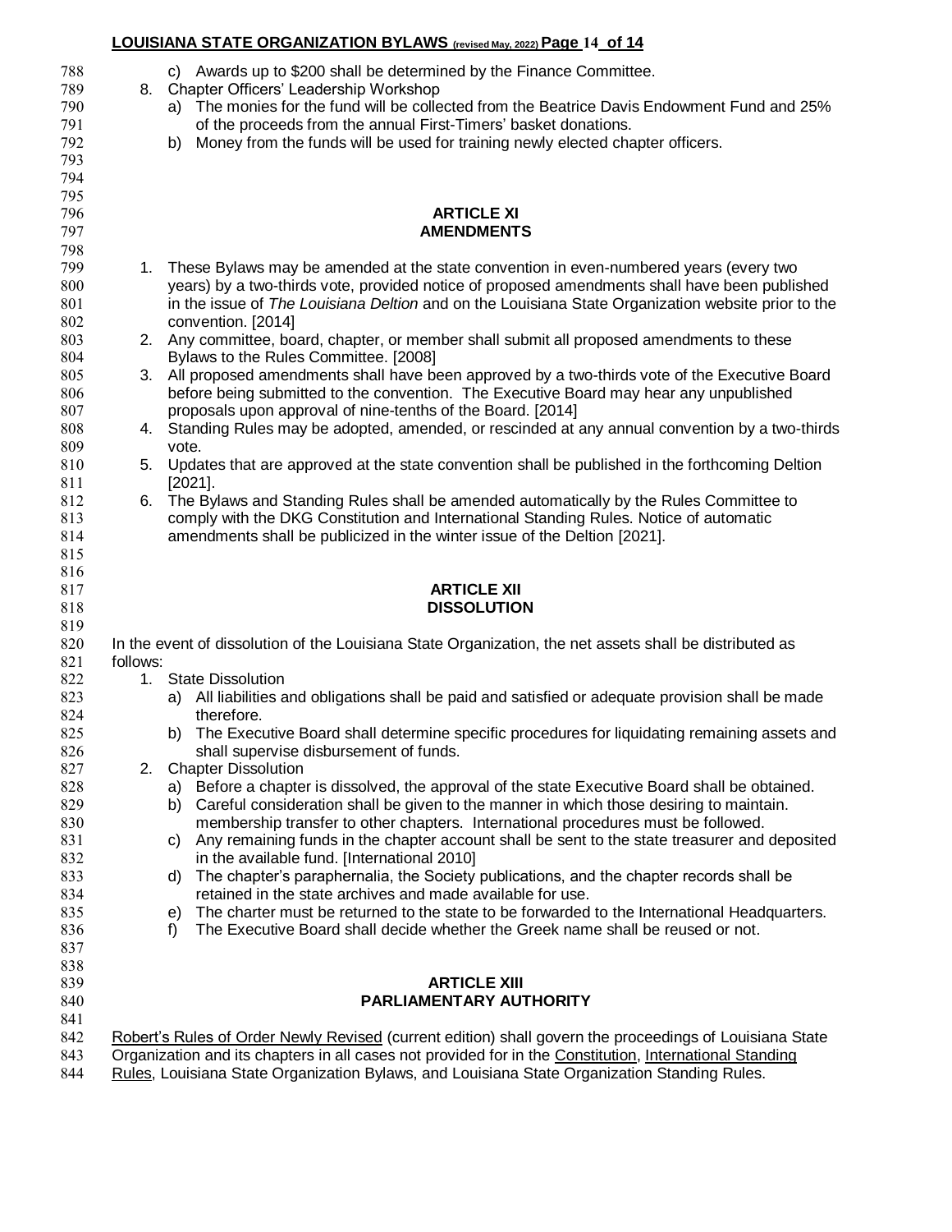c) Awards up to $200 shall be determined by the Finance Committee.

8. Chapter Officers' Leadership Workshop
   a) The monies for the fund will be collected from the Beatrice Davis Endowment Fund and 25% of the proceeds from the annual First-Timers' basket donations.
   b) Money from the funds will be used for training newly elected chapter officers.

## ARTICLE XI
## AMENDMENTS

1. These Bylaws may be amended at the state convention in even-numbered years (every two years) by a two-thirds vote, provided notice of proposed amendments shall have been published in the issue of *The Louisiana Deltion* and on the Louisiana State Organization website prior to the convention. [2014]
2. Any committee, board, chapter, or member shall submit all proposed amendments to these Bylaws to the Rules Committee. [2008]
3. All proposed amendments shall have been approved by a two-thirds vote of the Executive Board before being submitted to the convention. The Executive Board may hear any unpublished proposals upon approval of nine-tenths of the Board. [2014]
4. Standing Rules may be adopted, amended, or rescinded at any annual convention by a two-thirds vote.
5. Updates that are approved at the state convention shall be published in the forthcoming Deltion [2021].
6. The Bylaws and Standing Rules shall be amended automatically by the Rules Committee to comply with the DKG Constitution and International Standing Rules. Notice of automatic amendments shall be publicized in the winter issue of the Deltion [2021].

## ARTICLE XII
## DISSOLUTION

In the event of dissolution of the Louisiana State Organization, the net assets shall be distributed as follows:

1. State Dissolution
   a) All liabilities and obligations shall be paid and satisfied or adequate provision shall be made therefore.
   b) The Executive Board shall determine specific procedures for liquidating remaining assets and shall supervise disbursement of funds.
2. Chapter Dissolution
   a) Before a chapter is dissolved, the approval of the state Executive Board shall be obtained.
   b) Careful consideration shall be given to the manner in which those desiring to maintain. membership transfer to other chapters. International procedures must be followed.
   c) Any remaining funds in the chapter account shall be sent to the state treasurer and deposited in the available fund. [International 2010]
   d) The chapter's paraphernalia, the Society publications, and the chapter records shall be retained in the state archives and made available for use.
   e) The charter must be returned to the state to be forwarded to the International Headquarters.
   f) The Executive Board shall decide whether the Greek name shall be reused or not.

## ARTICLE XIII
## PARLIAMENTARY AUTHORITY

Robert's Rules of Order Newly Revised (current edition) shall govern the proceedings of Louisiana State Organization and its chapters in all cases not provided for in the Constitution, International Standing Rules, Louisiana State Organization Bylaws, and Louisiana State Organization Standing Rules.